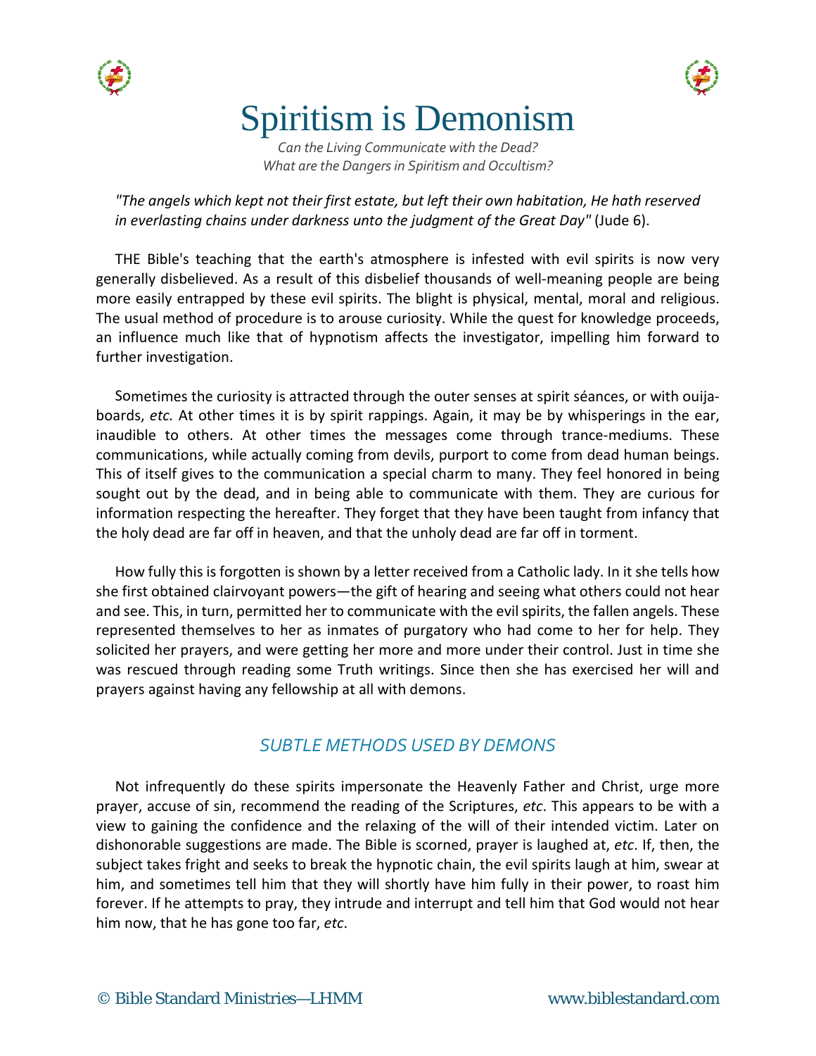# Spiritism is Demonism

*Can the Living Communicate with the Dead?*
*What are the Dangers in Spiritism and Occultism?*

*"The angels which kept not their first estate, but left their own habitation, He hath reserved in everlasting chains under darkness unto the judgment of the Great Day"* (Jude 6).

THE Bible's teaching that the earth's atmosphere is infested with evil spirits is now very generally disbelieved. As a result of this disbelief thousands of well-meaning people are being more easily entrapped by these evil spirits. The blight is physical, mental, moral and religious. The usual method of procedure is to arouse curiosity. While the quest for knowledge proceeds, an influence much like that of hypnotism affects the investigator, impelling him forward to further investigation.

Sometimes the curiosity is attracted through the outer senses at spirit séances, or with ouija-boards, *etc.* At other times it is by spirit rappings. Again, it may be by whisperings in the ear, inaudible to others. At other times the messages come through trance-mediums. These communications, while actually coming from devils, purport to come from dead human beings. This of itself gives to the communication a special charm to many. They feel honored in being sought out by the dead, and in being able to communicate with them. They are curious for information respecting the hereafter. They forget that they have been taught from infancy that the holy dead are far off in heaven, and that the unholy dead are far off in torment.

How fully this is forgotten is shown by a letter received from a Catholic lady. In it she tells how she first obtained clairvoyant powers—the gift of hearing and seeing what others could not hear and see. This, in turn, permitted her to communicate with the evil spirits, the fallen angels. These represented themselves to her as inmates of purgatory who had come to her for help. They solicited her prayers, and were getting her more and more under their control. Just in time she was rescued through reading some Truth writings. Since then she has exercised her will and prayers against having any fellowship at all with demons.

## *SUBTLE METHODS USED BY DEMONS*

Not infrequently do these spirits impersonate the Heavenly Father and Christ, urge more prayer, accuse of sin, recommend the reading of the Scriptures, *etc*. This appears to be with a view to gaining the confidence and the relaxing of the will of their intended victim. Later on dishonorable suggestions are made. The Bible is scorned, prayer is laughed at, *etc*. If, then, the subject takes fright and seeks to break the hypnotic chain, the evil spirits laugh at him, swear at him, and sometimes tell him that they will shortly have him fully in their power, to roast him forever. If he attempts to pray, they intrude and interrupt and tell him that God would not hear him now, that he has gone too far, *etc*.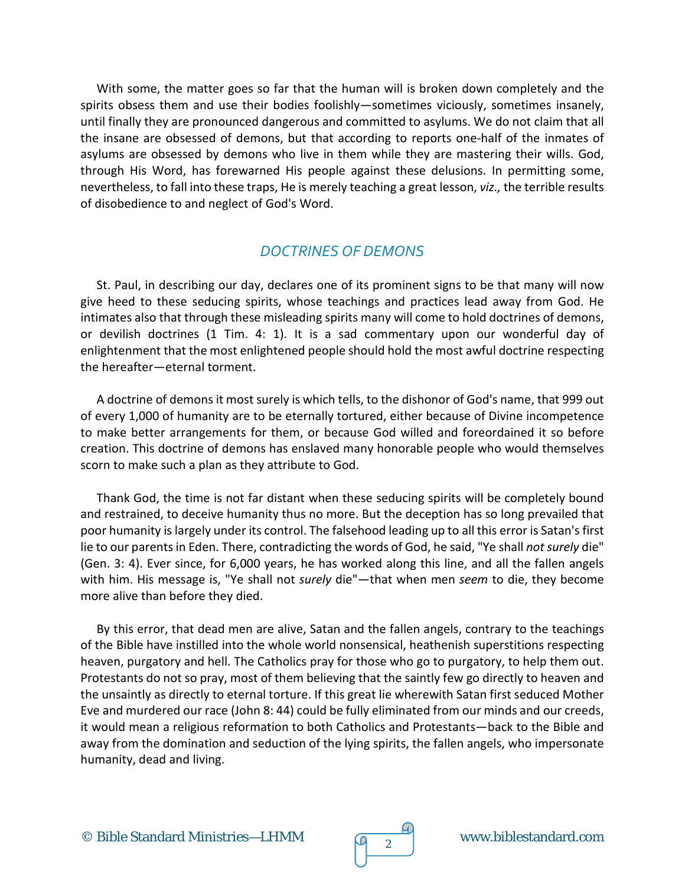With some, the matter goes so far that the human will is broken down completely and the spirits obsess them and use their bodies foolishly—sometimes viciously, sometimes insanely, until finally they are pronounced dangerous and committed to asylums. We do not claim that all the insane are obsessed of demons, but that according to reports one-half of the inmates of asylums are obsessed by demons who live in them while they are mastering their wills. God, through His Word, has forewarned His people against these delusions. In permitting some, nevertheless, to fall into these traps, He is merely teaching a great lesson, *viz.,* the terrible results of disobedience to and neglect of God's Word.

## *DOCTRINES OF DEMONS*

St. Paul, in describing our day, declares one of its prominent signs to be that many will now give heed to these seducing spirits, whose teachings and practices lead away from God. He intimates also that through these misleading spirits many will come to hold doctrines of demons, or devilish doctrines (1 Tim. 4: 1). It is a sad commentary upon our wonderful day of enlightenment that the most enlightened people should hold the most awful doctrine respecting the hereafter—eternal torment.

A doctrine of demons it most surely is which tells, to the dishonor of God's name, that 999 out of every 1,000 of humanity are to be eternally tortured, either because of Divine incompetence to make better arrangements for them, or because God willed and foreordained it so before creation. This doctrine of demons has enslaved many honorable people who would themselves scorn to make such a plan as they attribute to God.

Thank God, the time is not far distant when these seducing spirits will be completely bound and restrained, to deceive humanity thus no more. But the deception has so long prevailed that poor humanity is largely under its control. The falsehood leading up to all this error is Satan's first lie to our parents in Eden. There, contradicting the words of God, he said, "Ye shall *not surely* die" (Gen. 3: 4). Ever since, for 6,000 years, he has worked along this line, and all the fallen angels with him. His message is, "Ye shall not *surely* die"—that when men *seem* to die, they become more alive than before they died.

By this error, that dead men are alive, Satan and the fallen angels, contrary to the teachings of the Bible have instilled into the whole world nonsensical, heathenish superstitions respecting heaven, purgatory and hell. The Catholics pray for those who go to purgatory, to help them out. Protestants do not so pray, most of them believing that the saintly few go directly to heaven and the unsaintly as directly to eternal torture. If this great lie wherewith Satan first seduced Mother Eve and murdered our race (John 8: 44) could be fully eliminated from our minds and our creeds, it would mean a religious reformation to both Catholics and Protestants—back to the Bible and away from the domination and seduction of the lying spirits, the fallen angels, who impersonate humanity, dead and living.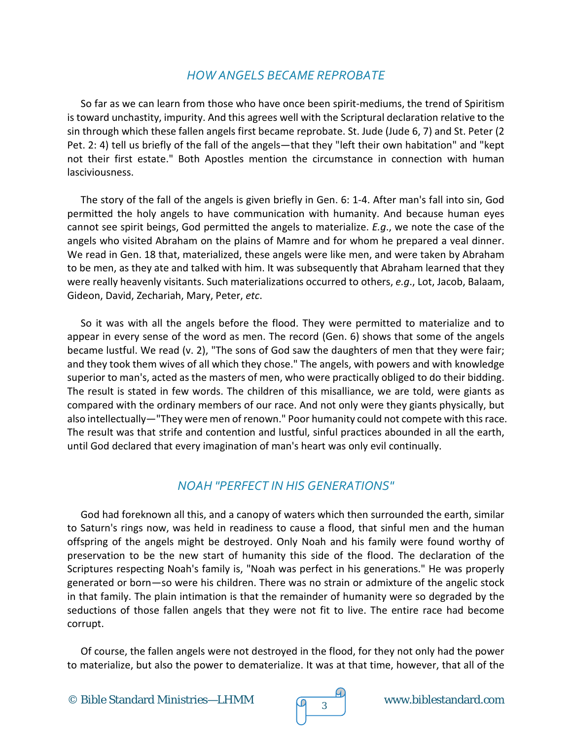## *HOW ANGELS BECAME REPROBATE*

So far as we can learn from those who have once been spirit-mediums, the trend of Spiritism is toward unchastity, impurity. And this agrees well with the Scriptural declaration relative to the sin through which these fallen angels first became reprobate. St. Jude (Jude 6, 7) and St. Peter (2 Pet. 2: 4) tell us briefly of the fall of the angels—that they "left their own habitation" and "kept not their first estate." Both Apostles mention the circumstance in connection with human lasciviousness.

The story of the fall of the angels is given briefly in Gen. 6: 1-4. After man's fall into sin, God permitted the holy angels to have communication with humanity. And because human eyes cannot see spirit beings, God permitted the angels to materialize. *E.g*., we note the case of the angels who visited Abraham on the plains of Mamre and for whom he prepared a veal dinner. We read in Gen. 18 that, materialized, these angels were like men, and were taken by Abraham to be men, as they ate and talked with him. It was subsequently that Abraham learned that they were really heavenly visitants. Such materializations occurred to others, *e.g*., Lot, Jacob, Balaam, Gideon, David, Zechariah, Mary, Peter, *etc*.

So it was with all the angels before the flood. They were permitted to materialize and to appear in every sense of the word as men. The record (Gen. 6) shows that some of the angels became lustful. We read (v. 2), "The sons of God saw the daughters of men that they were fair; and they took them wives of all which they chose." The angels, with powers and with knowledge superior to man's, acted as the masters of men, who were practically obliged to do their bidding. The result is stated in few words. The children of this misalliance, we are told, were giants as compared with the ordinary members of our race. And not only were they giants physically, but also intellectually—"They were men of renown." Poor humanity could not compete with this race. The result was that strife and contention and lustful, sinful practices abounded in all the earth, until God declared that every imagination of man's heart was only evil continually.

## *NOAH "PERFECT IN HIS GENERATIONS"*

God had foreknown all this, and a canopy of waters which then surrounded the earth, similar to Saturn's rings now, was held in readiness to cause a flood, that sinful men and the human offspring of the angels might be destroyed. Only Noah and his family were found worthy of preservation to be the new start of humanity this side of the flood. The declaration of the Scriptures respecting Noah's family is, "Noah was perfect in his generations." He was properly generated or born—so were his children. There was no strain or admixture of the angelic stock in that family. The plain intimation is that the remainder of humanity were so degraded by the seductions of those fallen angels that they were not fit to live. The entire race had become corrupt.

Of course, the fallen angels were not destroyed in the flood, for they not only had the power to materialize, but also the power to dematerialize. It was at that time, however, that all of the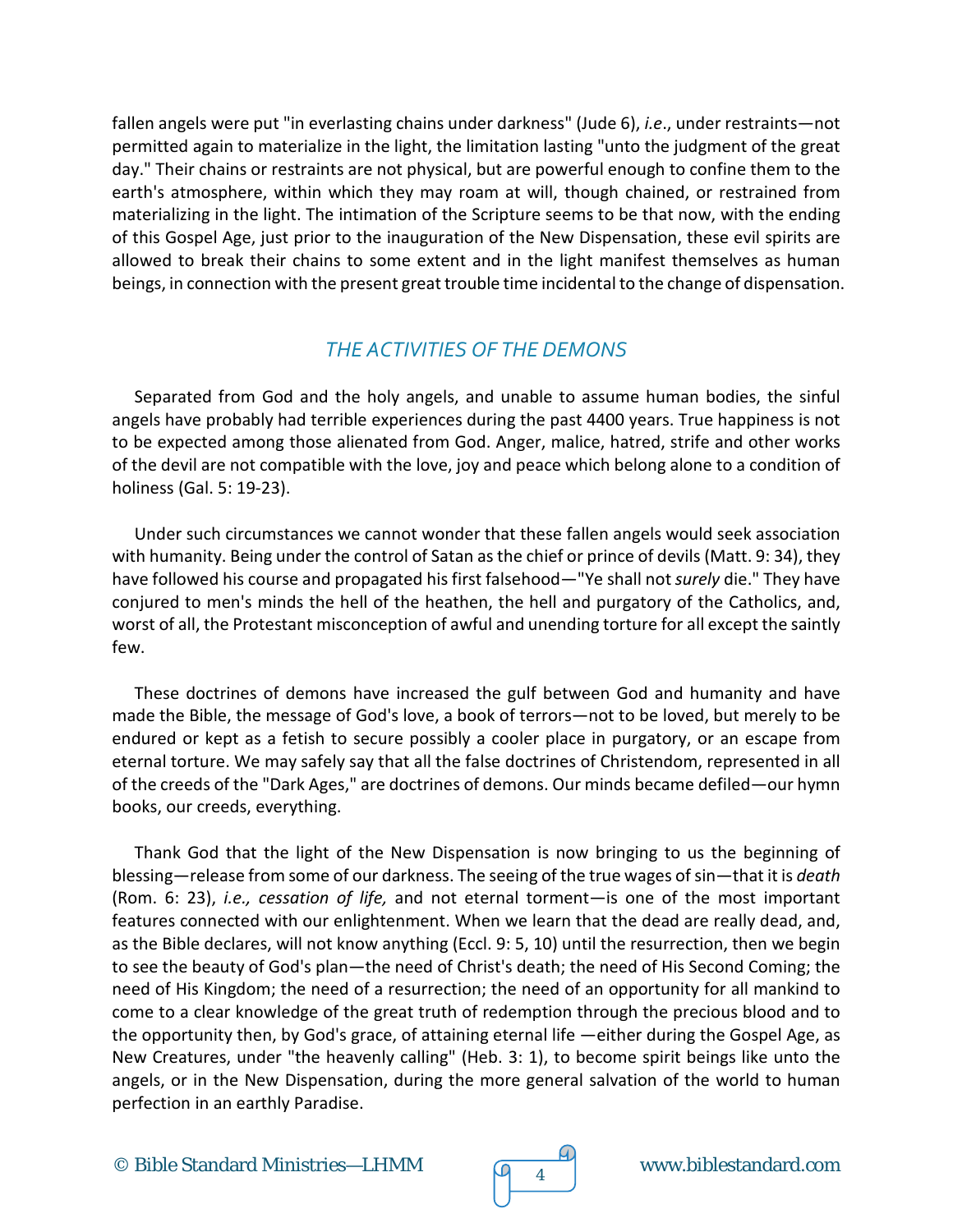fallen angels were put "in everlasting chains under darkness" (Jude 6), *i.e*., under restraints—not permitted again to materialize in the light, the limitation lasting "unto the judgment of the great day." Their chains or restraints are not physical, but are powerful enough to confine them to the earth's atmosphere, within which they may roam at will, though chained, or restrained from materializing in the light. The intimation of the Scripture seems to be that now, with the ending of this Gospel Age, just prior to the inauguration of the New Dispensation, these evil spirits are allowed to break their chains to some extent and in the light manifest themselves as human beings, in connection with the present great trouble time incidental to the change of dispensation.

## *THE ACTIVITIES OF THE DEMONS*

Separated from God and the holy angels, and unable to assume human bodies, the sinful angels have probably had terrible experiences during the past 4400 years. True happiness is not to be expected among those alienated from God. Anger, malice, hatred, strife and other works of the devil are not compatible with the love, joy and peace which belong alone to a condition of holiness (Gal. 5: 19-23).

Under such circumstances we cannot wonder that these fallen angels would seek association with humanity. Being under the control of Satan as the chief or prince of devils (Matt. 9: 34), they have followed his course and propagated his first falsehood—"Ye shall not *surely* die." They have conjured to men's minds the hell of the heathen, the hell and purgatory of the Catholics, and, worst of all, the Protestant misconception of awful and unending torture for all except the saintly few.

These doctrines of demons have increased the gulf between God and humanity and have made the Bible, the message of God's love, a book of terrors—not to be loved, but merely to be endured or kept as a fetish to secure possibly a cooler place in purgatory, or an escape from eternal torture. We may safely say that all the false doctrines of Christendom, represented in all of the creeds of the "Dark Ages," are doctrines of demons. Our minds became defiled—our hymn books, our creeds, everything.

Thank God that the light of the New Dispensation is now bringing to us the beginning of blessing—release from some of our darkness. The seeing of the true wages of sin—that it is *death* (Rom. 6: 23), *i.e., cessation of life,* and not eternal torment—is one of the most important features connected with our enlightenment. When we learn that the dead are really dead, and, as the Bible declares, will not know anything (Eccl. 9: 5, 10) until the resurrection, then we begin to see the beauty of God's plan—the need of Christ's death; the need of His Second Coming; the need of His Kingdom; the need of a resurrection; the need of an opportunity for all mankind to come to a clear knowledge of the great truth of redemption through the precious blood and to the opportunity then, by God's grace, of attaining eternal life —either during the Gospel Age, as New Creatures, under "the heavenly calling" (Heb. 3: 1), to become spirit beings like unto the angels, or in the New Dispensation, during the more general salvation of the world to human perfection in an earthly Paradise.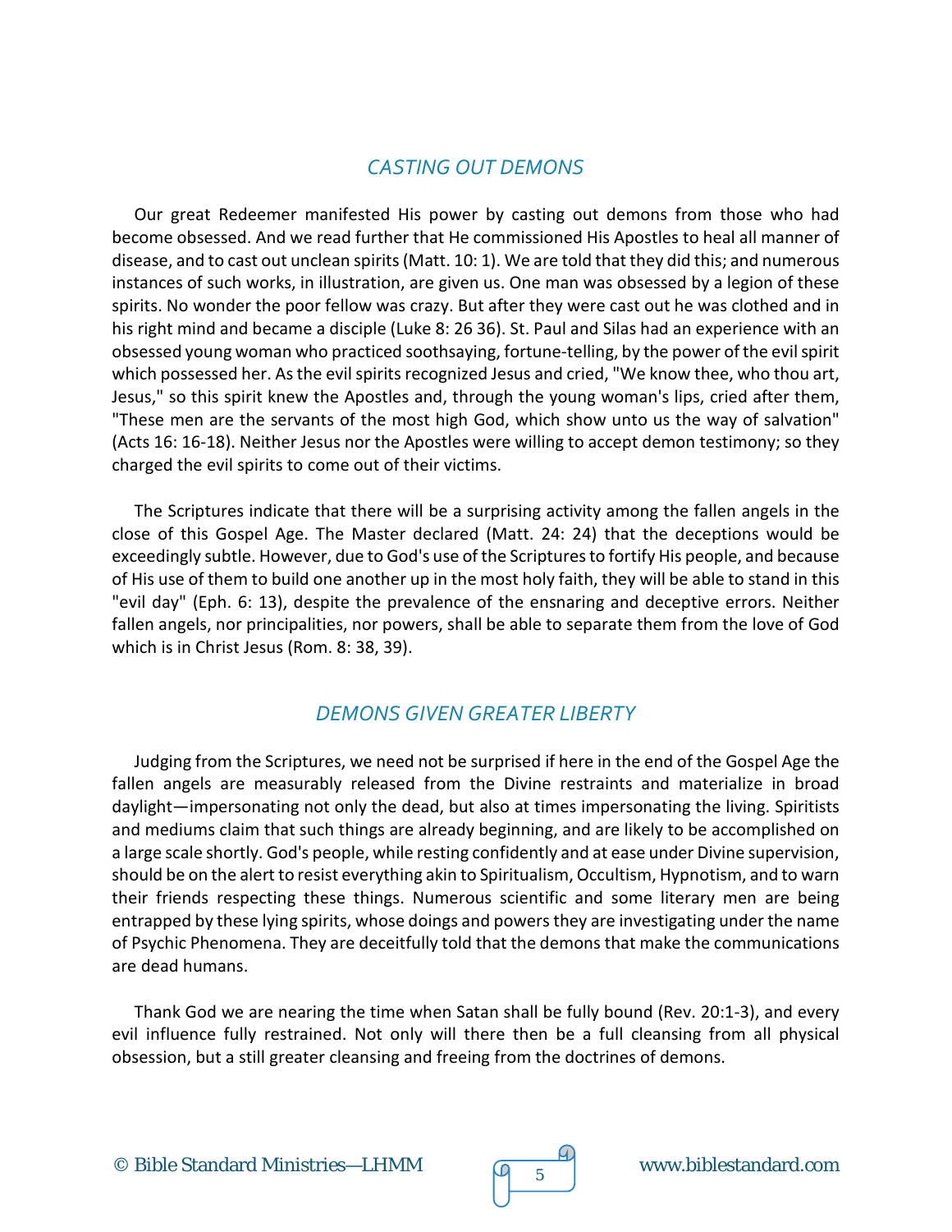## *CASTING OUT DEMONS*

Our great Redeemer manifested His power by casting out demons from those who had become obsessed. And we read further that He commissioned His Apostles to heal all manner of disease, and to cast out unclean spirits (Matt. 10: 1). We are told that they did this; and numerous instances of such works, in illustration, are given us. One man was obsessed by a legion of these spirits. No wonder the poor fellow was crazy. But after they were cast out he was clothed and in his right mind and became a disciple (Luke 8: 26 36). St. Paul and Silas had an experience with an obsessed young woman who practiced soothsaying, fortune-telling, by the power of the evil spirit which possessed her. As the evil spirits recognized Jesus and cried, "We know thee, who thou art, Jesus," so this spirit knew the Apostles and, through the young woman's lips, cried after them, "These men are the servants of the most high God, which show unto us the way of salvation" (Acts 16: 16-18). Neither Jesus nor the Apostles were willing to accept demon testimony; so they charged the evil spirits to come out of their victims.

The Scriptures indicate that there will be a surprising activity among the fallen angels in the close of this Gospel Age. The Master declared (Matt. 24: 24) that the deceptions would be exceedingly subtle. However, due to God's use of the Scriptures to fortify His people, and because of His use of them to build one another up in the most holy faith, they will be able to stand in this "evil day" (Eph. 6: 13), despite the prevalence of the ensnaring and deceptive errors. Neither fallen angels, nor principalities, nor powers, shall be able to separate them from the love of God which is in Christ Jesus (Rom. 8: 38, 39).

## *DEMONS GIVEN GREATER LIBERTY*

Judging from the Scriptures, we need not be surprised if here in the end of the Gospel Age the fallen angels are measurably released from the Divine restraints and materialize in broad daylight—impersonating not only the dead, but also at times impersonating the living. Spiritists and mediums claim that such things are already beginning, and are likely to be accomplished on a large scale shortly. God's people, while resting confidently and at ease under Divine supervision, should be on the alert to resist everything akin to Spiritualism, Occultism, Hypnotism, and to warn their friends respecting these things. Numerous scientific and some literary men are being entrapped by these lying spirits, whose doings and powers they are investigating under the name of Psychic Phenomena. They are deceitfully told that the demons that make the communications are dead humans.

Thank God we are nearing the time when Satan shall be fully bound (Rev. 20:1-3), and every evil influence fully restrained. Not only will there then be a full cleansing from all physical obsession, but a still greater cleansing and freeing from the doctrines of demons.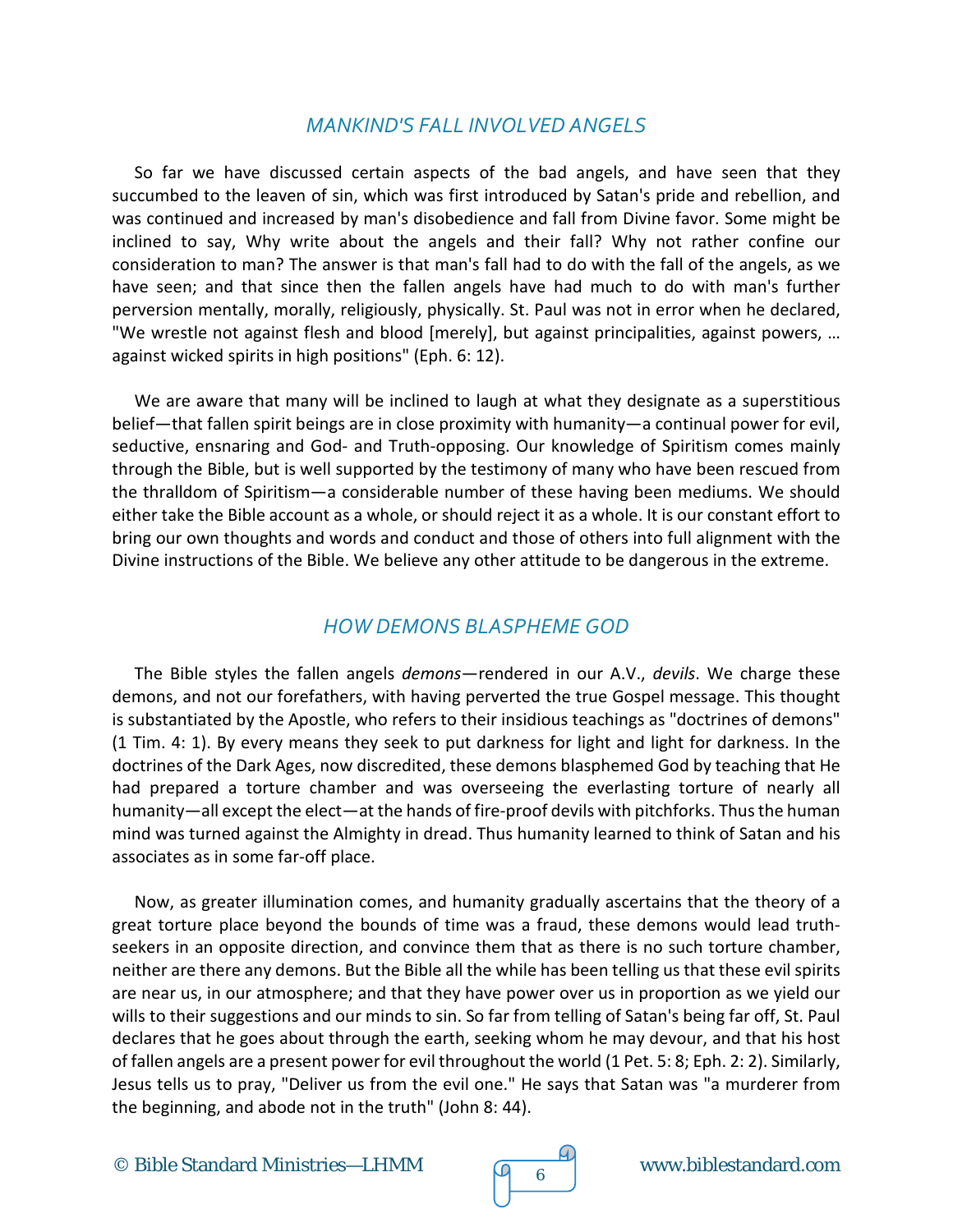## *MANKIND'S FALL INVOLVED ANGELS*

So far we have discussed certain aspects of the bad angels, and have seen that they succumbed to the leaven of sin, which was first introduced by Satan's pride and rebellion, and was continued and increased by man's disobedience and fall from Divine favor. Some might be inclined to say, Why write about the angels and their fall? Why not rather confine our consideration to man? The answer is that man's fall had to do with the fall of the angels, as we have seen; and that since then the fallen angels have had much to do with man's further perversion mentally, morally, religiously, physically. St. Paul was not in error when he declared, "We wrestle not against flesh and blood [merely], but against principalities, against powers, … against wicked spirits in high positions" (Eph. 6: 12).

We are aware that many will be inclined to laugh at what they designate as a superstitious belief—that fallen spirit beings are in close proximity with humanity—a continual power for evil, seductive, ensnaring and God- and Truth-opposing. Our knowledge of Spiritism comes mainly through the Bible, but is well supported by the testimony of many who have been rescued from the thralldom of Spiritism—a considerable number of these having been mediums. We should either take the Bible account as a whole, or should reject it as a whole. It is our constant effort to bring our own thoughts and words and conduct and those of others into full alignment with the Divine instructions of the Bible. We believe any other attitude to be dangerous in the extreme.

## *HOW DEMONS BLASPHEME GOD*

The Bible styles the fallen angels *demons*—rendered in our A.V., *devils*. We charge these demons, and not our forefathers, with having perverted the true Gospel message. This thought is substantiated by the Apostle, who refers to their insidious teachings as "doctrines of demons" (1 Tim. 4: 1). By every means they seek to put darkness for light and light for darkness. In the doctrines of the Dark Ages, now discredited, these demons blasphemed God by teaching that He had prepared a torture chamber and was overseeing the everlasting torture of nearly all humanity—all except the elect—at the hands of fire-proof devils with pitchforks. Thus the human mind was turned against the Almighty in dread. Thus humanity learned to think of Satan and his associates as in some far-off place.

Now, as greater illumination comes, and humanity gradually ascertains that the theory of a great torture place beyond the bounds of time was a fraud, these demons would lead truth-seekers in an opposite direction, and convince them that as there is no such torture chamber, neither are there any demons. But the Bible all the while has been telling us that these evil spirits are near us, in our atmosphere; and that they have power over us in proportion as we yield our wills to their suggestions and our minds to sin. So far from telling of Satan's being far off, St. Paul declares that he goes about through the earth, seeking whom he may devour, and that his host of fallen angels are a present power for evil throughout the world (1 Pet. 5: 8; Eph. 2: 2). Similarly, Jesus tells us to pray, "Deliver us from the evil one." He says that Satan was "a murderer from the beginning, and abode not in the truth" (John 8: 44).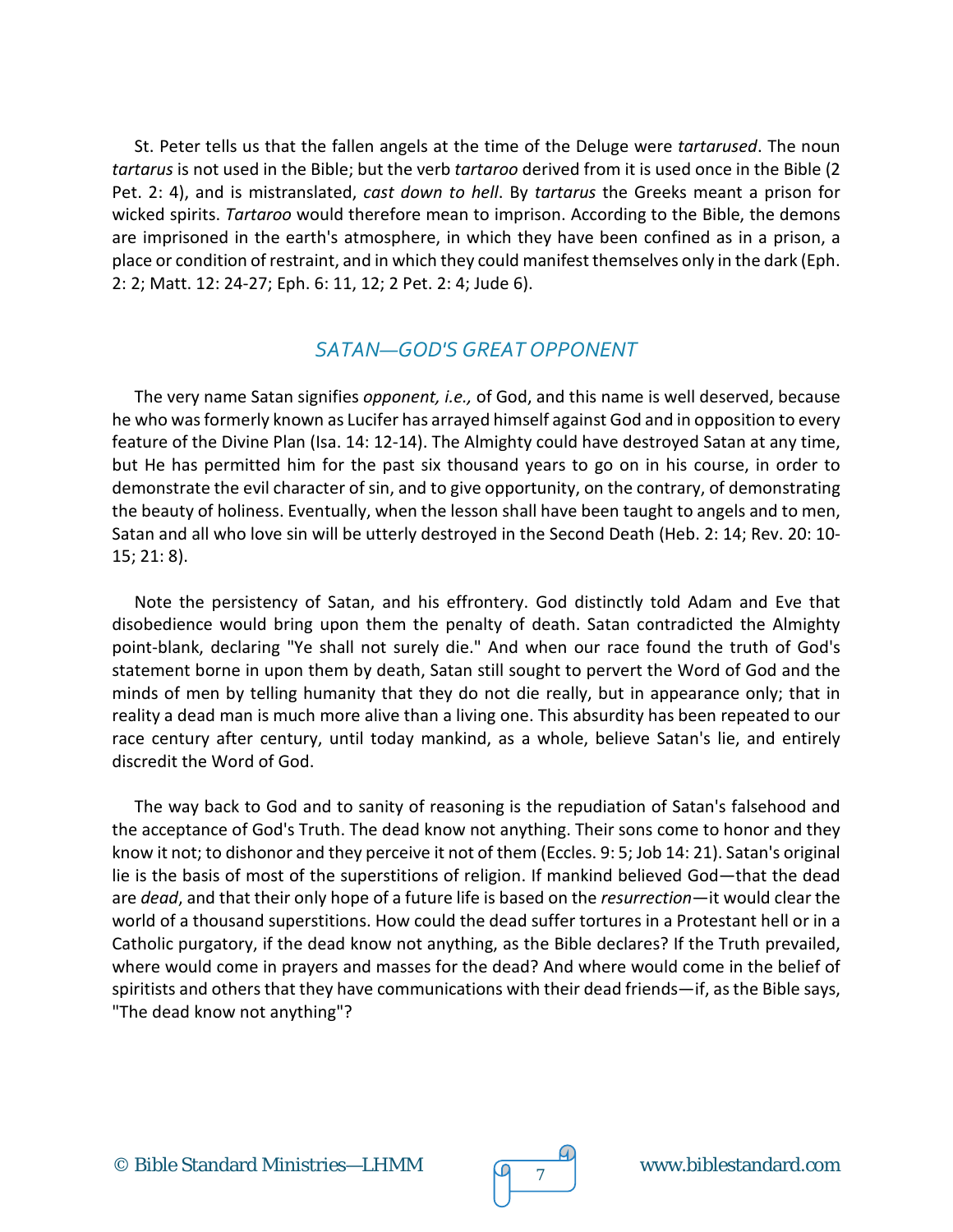St. Peter tells us that the fallen angels at the time of the Deluge were *tartarused*. The noun *tartarus* is not used in the Bible; but the verb *tartaroo* derived from it is used once in the Bible (2 Pet. 2: 4), and is mistranslated, *cast down to hell*. By *tartarus* the Greeks meant a prison for wicked spirits. *Tartaroo* would therefore mean to imprison. According to the Bible, the demons are imprisoned in the earth's atmosphere, in which they have been confined as in a prison, a place or condition of restraint, and in which they could manifest themselves only in the dark (Eph. 2: 2; Matt. 12: 24-27; Eph. 6: 11, 12; 2 Pet. 2: 4; Jude 6).

## *SATAN—GOD'S GREAT OPPONENT*

The very name Satan signifies *opponent, i.e.,* of God, and this name is well deserved, because he who was formerly known as Lucifer has arrayed himself against God and in opposition to every feature of the Divine Plan (Isa. 14: 12-14). The Almighty could have destroyed Satan at any time, but He has permitted him for the past six thousand years to go on in his course, in order to demonstrate the evil character of sin, and to give opportunity, on the contrary, of demonstrating the beauty of holiness. Eventually, when the lesson shall have been taught to angels and to men, Satan and all who love sin will be utterly destroyed in the Second Death (Heb. 2: 14; Rev. 20: 10-15; 21: 8).

Note the persistency of Satan, and his effrontery. God distinctly told Adam and Eve that disobedience would bring upon them the penalty of death. Satan contradicted the Almighty point-blank, declaring "Ye shall not surely die." And when our race found the truth of God's statement borne in upon them by death, Satan still sought to pervert the Word of God and the minds of men by telling humanity that they do not die really, but in appearance only; that in reality a dead man is much more alive than a living one. This absurdity has been repeated to our race century after century, until today mankind, as a whole, believe Satan's lie, and entirely discredit the Word of God.

The way back to God and to sanity of reasoning is the repudiation of Satan's falsehood and the acceptance of God's Truth. The dead know not anything. Their sons come to honor and they know it not; to dishonor and they perceive it not of them (Eccles. 9: 5; Job 14: 21). Satan's original lie is the basis of most of the superstitions of religion. If mankind believed God—that the dead are *dead*, and that their only hope of a future life is based on the *resurrection*—it would clear the world of a thousand superstitions. How could the dead suffer tortures in a Protestant hell or in a Catholic purgatory, if the dead know not anything, as the Bible declares? If the Truth prevailed, where would come in prayers and masses for the dead? And where would come in the belief of spiritists and others that they have communications with their dead friends—if, as the Bible says, "The dead know not anything"?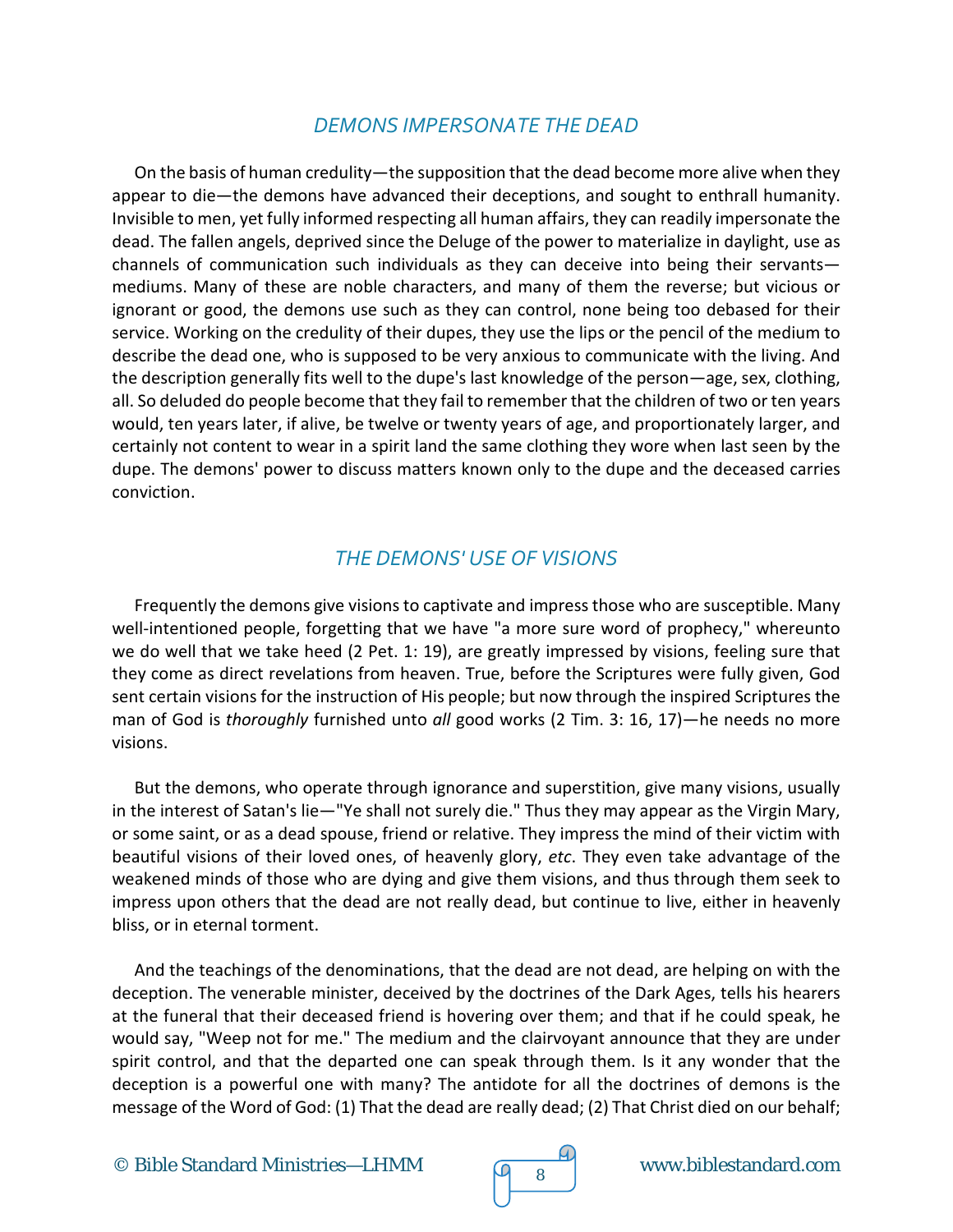## *DEMONS IMPERSONATE THE DEAD*

On the basis of human credulity—the supposition that the dead become more alive when they appear to die—the demons have advanced their deceptions, and sought to enthrall humanity. Invisible to men, yet fully informed respecting all human affairs, they can readily impersonate the dead. The fallen angels, deprived since the Deluge of the power to materialize in daylight, use as channels of communication such individuals as they can deceive into being their servants—mediums. Many of these are noble characters, and many of them the reverse; but vicious or ignorant or good, the demons use such as they can control, none being too debased for their service. Working on the credulity of their dupes, they use the lips or the pencil of the medium to describe the dead one, who is supposed to be very anxious to communicate with the living. And the description generally fits well to the dupe's last knowledge of the person—age, sex, clothing, all. So deluded do people become that they fail to remember that the children of two or ten years would, ten years later, if alive, be twelve or twenty years of age, and proportionately larger, and certainly not content to wear in a spirit land the same clothing they wore when last seen by the dupe. The demons' power to discuss matters known only to the dupe and the deceased carries conviction.

## *THE DEMONS' USE OF VISIONS*

Frequently the demons give visions to captivate and impress those who are susceptible. Many well-intentioned people, forgetting that we have "a more sure word of prophecy," whereunto we do well that we take heed (2 Pet. 1: 19), are greatly impressed by visions, feeling sure that they come as direct revelations from heaven. True, before the Scriptures were fully given, God sent certain visions for the instruction of His people; but now through the inspired Scriptures the man of God is *thoroughly* furnished unto *all* good works (2 Tim. 3: 16, 17)—he needs no more visions.

But the demons, who operate through ignorance and superstition, give many visions, usually in the interest of Satan's lie—"Ye shall not surely die." Thus they may appear as the Virgin Mary, or some saint, or as a dead spouse, friend or relative. They impress the mind of their victim with beautiful visions of their loved ones, of heavenly glory, *etc*. They even take advantage of the weakened minds of those who are dying and give them visions, and thus through them seek to impress upon others that the dead are not really dead, but continue to live, either in heavenly bliss, or in eternal torment.

And the teachings of the denominations, that the dead are not dead, are helping on with the deception. The venerable minister, deceived by the doctrines of the Dark Ages, tells his hearers at the funeral that their deceased friend is hovering over them; and that if he could speak, he would say, "Weep not for me." The medium and the clairvoyant announce that they are under spirit control, and that the departed one can speak through them. Is it any wonder that the deception is a powerful one with many? The antidote for all the doctrines of demons is the message of the Word of God: (1) That the dead are really dead; (2) That Christ died on our behalf;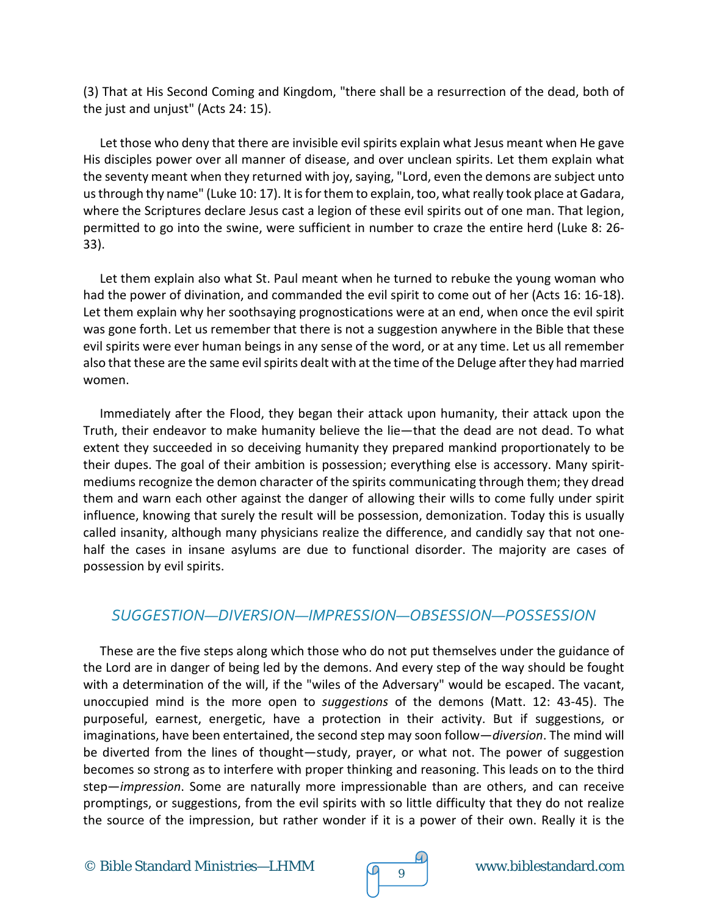(3) That at His Second Coming and Kingdom, "there shall be a resurrection of the dead, both of the just and unjust" (Acts 24: 15).

Let those who deny that there are invisible evil spirits explain what Jesus meant when He gave His disciples power over all manner of disease, and over unclean spirits. Let them explain what the seventy meant when they returned with joy, saying, "Lord, even the demons are subject unto us through thy name" (Luke 10: 17). It is for them to explain, too, what really took place at Gadara, where the Scriptures declare Jesus cast a legion of these evil spirits out of one man. That legion, permitted to go into the swine, were sufficient in number to craze the entire herd (Luke 8: 26-33).

Let them explain also what St. Paul meant when he turned to rebuke the young woman who had the power of divination, and commanded the evil spirit to come out of her (Acts 16: 16-18). Let them explain why her soothsaying prognostications were at an end, when once the evil spirit was gone forth. Let us remember that there is not a suggestion anywhere in the Bible that these evil spirits were ever human beings in any sense of the word, or at any time. Let us all remember also that these are the same evil spirits dealt with at the time of the Deluge after they had married women.

Immediately after the Flood, they began their attack upon humanity, their attack upon the Truth, their endeavor to make humanity believe the lie—that the dead are not dead. To what extent they succeeded in so deceiving humanity they prepared mankind proportionately to be their dupes. The goal of their ambition is possession; everything else is accessory. Many spirit-mediums recognize the demon character of the spirits communicating through them; they dread them and warn each other against the danger of allowing their wills to come fully under spirit influence, knowing that surely the result will be possession, demonization. Today this is usually called insanity, although many physicians realize the difference, and candidly say that not one-half the cases in insane asylums are due to functional disorder. The majority are cases of possession by evil spirits.

## *SUGGESTION—DIVERSION—IMPRESSION—OBSESSION—POSSESSION*

These are the five steps along which those who do not put themselves under the guidance of the Lord are in danger of being led by the demons. And every step of the way should be fought with a determination of the will, if the "wiles of the Adversary" would be escaped. The vacant, unoccupied mind is the more open to *suggestions* of the demons (Matt. 12: 43-45). The purposeful, earnest, energetic, have a protection in their activity. But if suggestions, or imaginations, have been entertained, the second step may soon follow—*diversion*. The mind will be diverted from the lines of thought—study, prayer, or what not. The power of suggestion becomes so strong as to interfere with proper thinking and reasoning. This leads on to the third step—*impression*. Some are naturally more impressionable than are others, and can receive promptings, or suggestions, from the evil spirits with so little difficulty that they do not realize the source of the impression, but rather wonder if it is a power of their own. Really it is the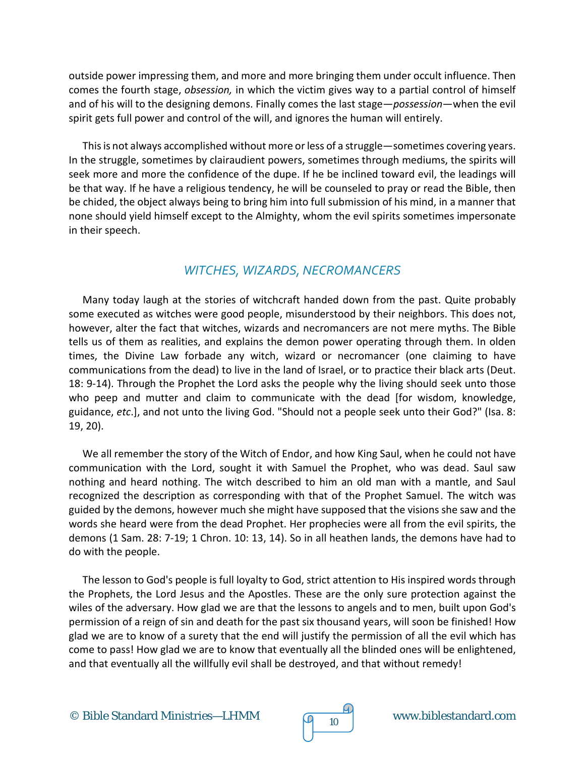outside power impressing them, and more and more bringing them under occult influence. Then comes the fourth stage, *obsession,* in which the victim gives way to a partial control of himself and of his will to the designing demons. Finally comes the last stage—*possession*—when the evil spirit gets full power and control of the will, and ignores the human will entirely.

This is not always accomplished without more or less of a struggle—sometimes covering years. In the struggle, sometimes by clairaudient powers, sometimes through mediums, the spirits will seek more and more the confidence of the dupe. If he be inclined toward evil, the leadings will be that way. If he have a religious tendency, he will be counseled to pray or read the Bible, then be chided, the object always being to bring him into full submission of his mind, in a manner that none should yield himself except to the Almighty, whom the evil spirits sometimes impersonate in their speech.

## *WITCHES, WIZARDS, NECROMANCERS*

Many today laugh at the stories of witchcraft handed down from the past. Quite probably some executed as witches were good people, misunderstood by their neighbors. This does not, however, alter the fact that witches, wizards and necromancers are not mere myths. The Bible tells us of them as realities, and explains the demon power operating through them. In olden times, the Divine Law forbade any witch, wizard or necromancer (one claiming to have communications from the dead) to live in the land of Israel, or to practice their black arts (Deut. 18: 9-14). Through the Prophet the Lord asks the people why the living should seek unto those who peep and mutter and claim to communicate with the dead [for wisdom, knowledge, guidance, *etc*.], and not unto the living God. "Should not a people seek unto their God?" (Isa. 8: 19, 20).

We all remember the story of the Witch of Endor, and how King Saul, when he could not have communication with the Lord, sought it with Samuel the Prophet, who was dead. Saul saw nothing and heard nothing. The witch described to him an old man with a mantle, and Saul recognized the description as corresponding with that of the Prophet Samuel. The witch was guided by the demons, however much she might have supposed that the visions she saw and the words she heard were from the dead Prophet. Her prophecies were all from the evil spirits, the demons (1 Sam. 28: 7-19; 1 Chron. 10: 13, 14). So in all heathen lands, the demons have had to do with the people.

The lesson to God's people is full loyalty to God, strict attention to His inspired words through the Prophets, the Lord Jesus and the Apostles. These are the only sure protection against the wiles of the adversary. How glad we are that the lessons to angels and to men, built upon God's permission of a reign of sin and death for the past six thousand years, will soon be finished! How glad we are to know of a surety that the end will justify the permission of all the evil which has come to pass! How glad we are to know that eventually all the blinded ones will be enlightened, and that eventually all the willfully evil shall be destroyed, and that without remedy!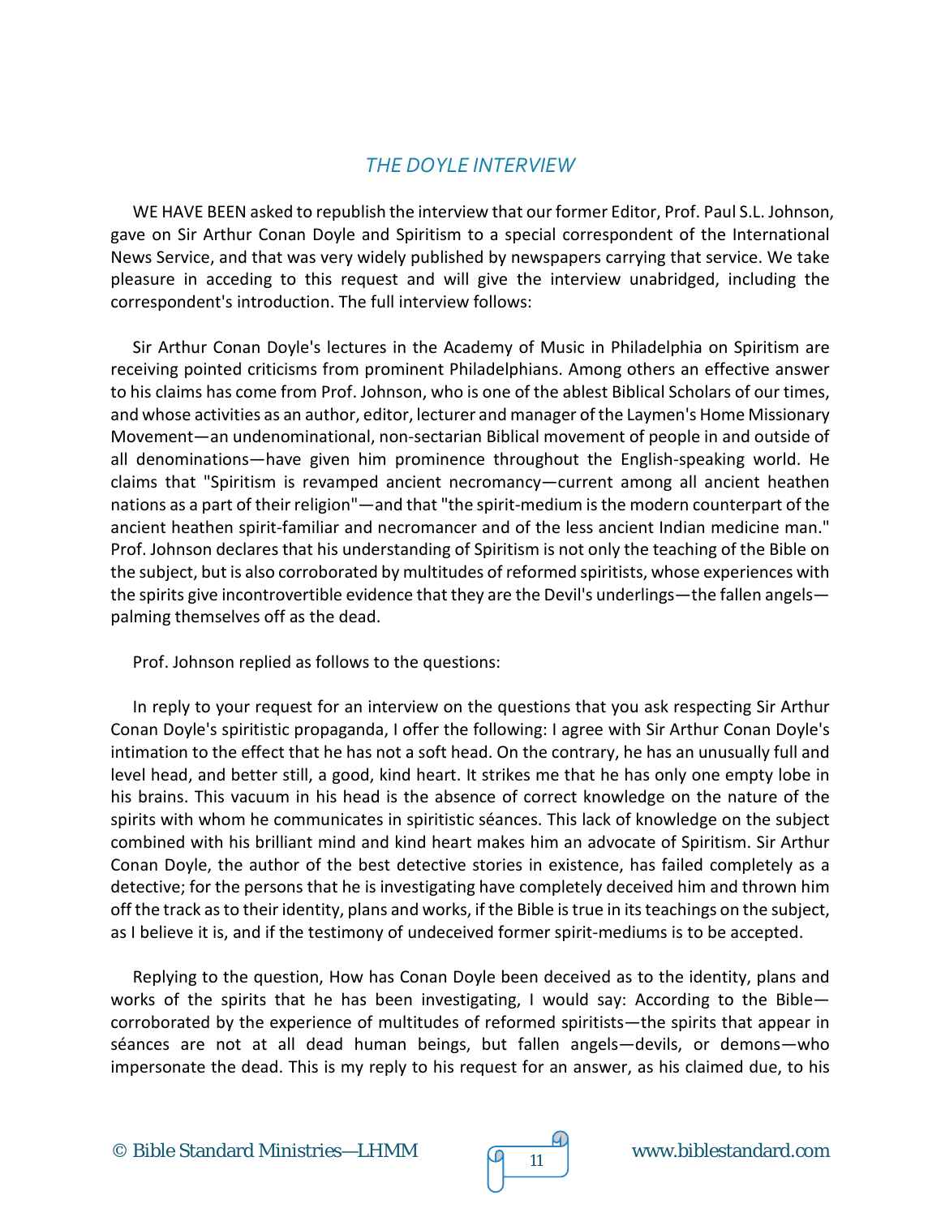## *THE DOYLE INTERVIEW*

WE HAVE BEEN asked to republish the interview that our former Editor, Prof. Paul S.L. Johnson, gave on Sir Arthur Conan Doyle and Spiritism to a special correspondent of the International News Service, and that was very widely published by newspapers carrying that service. We take pleasure in acceding to this request and will give the interview unabridged, including the correspondent's introduction. The full interview follows:

Sir Arthur Conan Doyle's lectures in the Academy of Music in Philadelphia on Spiritism are receiving pointed criticisms from prominent Philadelphians. Among others an effective answer to his claims has come from Prof. Johnson, who is one of the ablest Biblical Scholars of our times, and whose activities as an author, editor, lecturer and manager of the Laymen's Home Missionary Movement—an undenominational, non-sectarian Biblical movement of people in and outside of all denominations—have given him prominence throughout the English-speaking world. He claims that "Spiritism is revamped ancient necromancy—current among all ancient heathen nations as a part of their religion"—and that "the spirit-medium is the modern counterpart of the ancient heathen spirit-familiar and necromancer and of the less ancient Indian medicine man." Prof. Johnson declares that his understanding of Spiritism is not only the teaching of the Bible on the subject, but is also corroborated by multitudes of reformed spiritists, whose experiences with the spirits give incontrovertible evidence that they are the Devil's underlings—the fallen angels—palming themselves off as the dead.

Prof. Johnson replied as follows to the questions:

In reply to your request for an interview on the questions that you ask respecting Sir Arthur Conan Doyle's spiritistic propaganda, I offer the following: I agree with Sir Arthur Conan Doyle's intimation to the effect that he has not a soft head. On the contrary, he has an unusually full and level head, and better still, a good, kind heart. It strikes me that he has only one empty lobe in his brains. This vacuum in his head is the absence of correct knowledge on the nature of the spirits with whom he communicates in spiritistic séances. This lack of knowledge on the subject combined with his brilliant mind and kind heart makes him an advocate of Spiritism. Sir Arthur Conan Doyle, the author of the best detective stories in existence, has failed completely as a detective; for the persons that he is investigating have completely deceived him and thrown him off the track as to their identity, plans and works, if the Bible is true in its teachings on the subject, as I believe it is, and if the testimony of undeceived former spirit-mediums is to be accepted.

Replying to the question, How has Conan Doyle been deceived as to the identity, plans and works of the spirits that he has been investigating, I would say: According to the Bible—corroborated by the experience of multitudes of reformed spiritists—the spirits that appear in séances are not at all dead human beings, but fallen angels—devils, or demons—who impersonate the dead. This is my reply to his request for an answer, as his claimed due, to his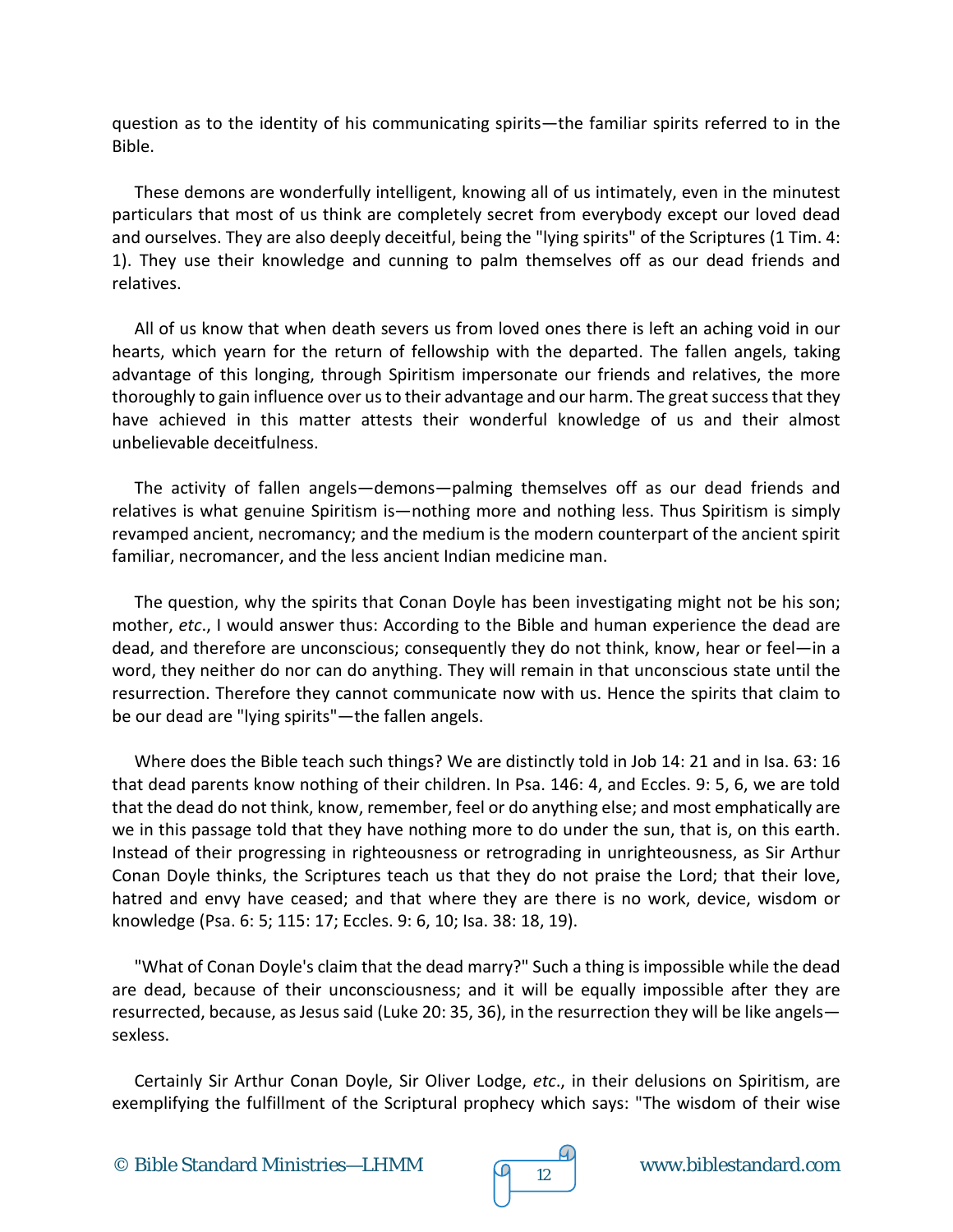question as to the identity of his communicating spirits—the familiar spirits referred to in the Bible.

These demons are wonderfully intelligent, knowing all of us intimately, even in the minutest particulars that most of us think are completely secret from everybody except our loved dead and ourselves. They are also deeply deceitful, being the "lying spirits" of the Scriptures (1 Tim. 4: 1). They use their knowledge and cunning to palm themselves off as our dead friends and relatives.

All of us know that when death severs us from loved ones there is left an aching void in our hearts, which yearn for the return of fellowship with the departed. The fallen angels, taking advantage of this longing, through Spiritism impersonate our friends and relatives, the more thoroughly to gain influence over us to their advantage and our harm. The great success that they have achieved in this matter attests their wonderful knowledge of us and their almost unbelievable deceitfulness.

The activity of fallen angels—demons—palming themselves off as our dead friends and relatives is what genuine Spiritism is—nothing more and nothing less. Thus Spiritism is simply revamped ancient, necromancy; and the medium is the modern counterpart of the ancient spirit familiar, necromancer, and the less ancient Indian medicine man.

The question, why the spirits that Conan Doyle has been investigating might not be his son; mother, *etc*., I would answer thus: According to the Bible and human experience the dead are dead, and therefore are unconscious; consequently they do not think, know, hear or feel—in a word, they neither do nor can do anything. They will remain in that unconscious state until the resurrection. Therefore they cannot communicate now with us. Hence the spirits that claim to be our dead are "lying spirits"—the fallen angels.

Where does the Bible teach such things? We are distinctly told in Job 14: 21 and in Isa. 63: 16 that dead parents know nothing of their children. In Psa. 146: 4, and Eccles. 9: 5, 6, we are told that the dead do not think, know, remember, feel or do anything else; and most emphatically are we in this passage told that they have nothing more to do under the sun, that is, on this earth. Instead of their progressing in righteousness or retrograding in unrighteousness, as Sir Arthur Conan Doyle thinks, the Scriptures teach us that they do not praise the Lord; that their love, hatred and envy have ceased; and that where they are there is no work, device, wisdom or knowledge (Psa. 6: 5; 115: 17; Eccles. 9: 6, 10; Isa. 38: 18, 19).

"What of Conan Doyle's claim that the dead marry?" Such a thing is impossible while the dead are dead, because of their unconsciousness; and it will be equally impossible after they are resurrected, because, as Jesus said (Luke 20: 35, 36), in the resurrection they will be like angels—sexless.

Certainly Sir Arthur Conan Doyle, Sir Oliver Lodge, *etc*., in their delusions on Spiritism, are exemplifying the fulfillment of the Scriptural prophecy which says: "The wisdom of their wise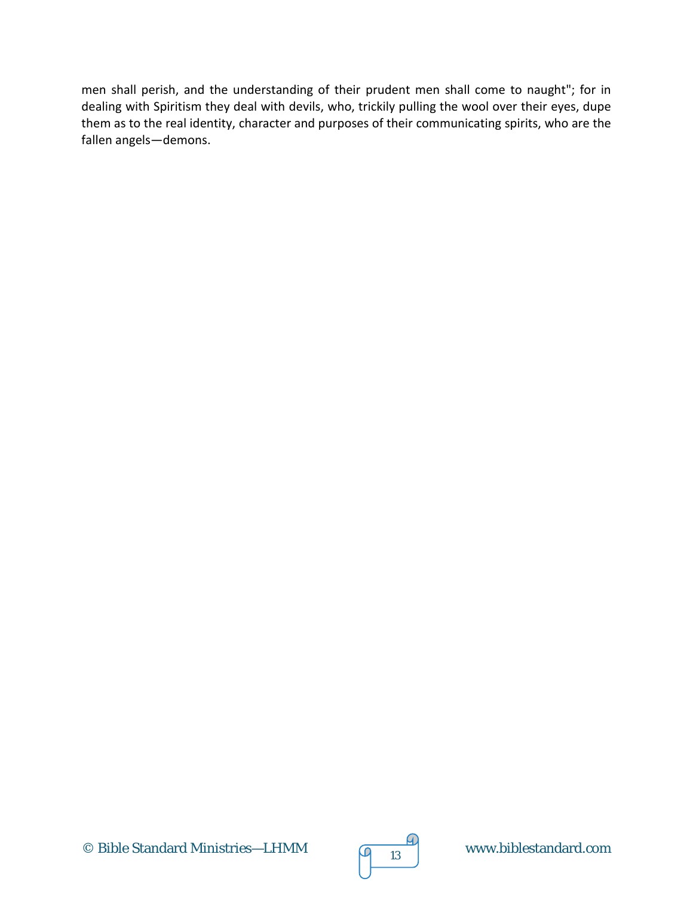men shall perish, and the understanding of their prudent men shall come to naught"; for in dealing with Spiritism they deal with devils, who, trickily pulling the wool over their eyes, dupe them as to the real identity, character and purposes of their communicating spirits, who are the fallen angels—demons.